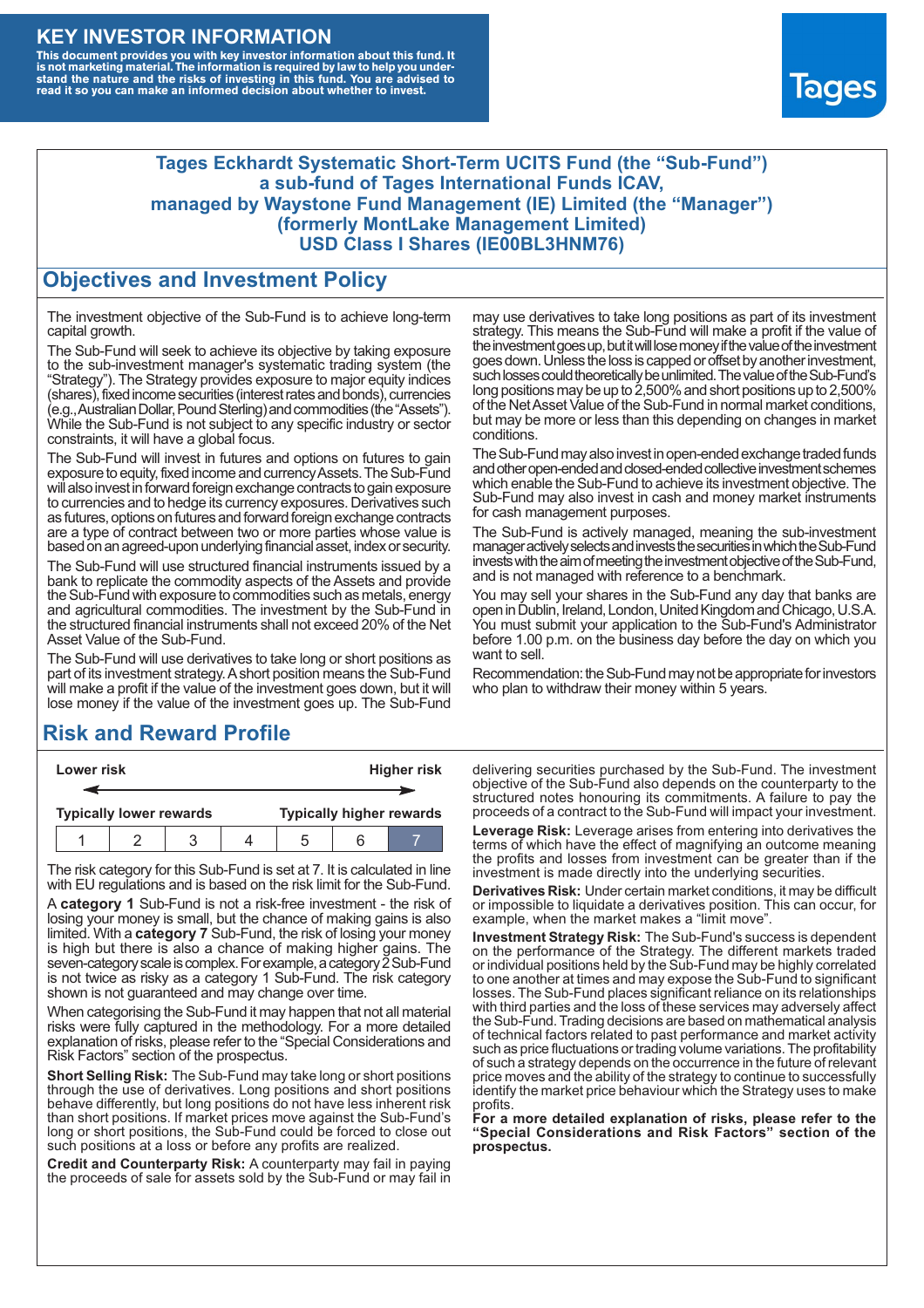# KEY INVESTOR INFORMATION

**This document provides you with key investor information about this fund. It is not marketing material. The information is required by law to help you understand the nature and the risks of investing in this fund. You are advised to read it so you can make an informed decision about whether to invest.**

Tages

**Tages Eckhardt Systematic Short-Term UCITS Fund (the “Sub-Fund”)**
**a sub-fund of Tages International Funds ICAV,**
**managed by Waystone Fund Management (IE) Limited (the “Manager”)**
**(formerly MontLake Management Limited)**
**USD Class I Shares (IE00BL3HNM76)**

## Objectives and Investment Policy

The investment objective of the Sub-Fund is to achieve long-term capital growth.

The Sub-Fund will seek to achieve its objective by taking exposure to the sub-investment manager's systematic trading system (the “Strategy”). The Strategy provides exposure to major equity indices (shares), fixed income securities (interest rates and bonds), currencies (e.g., Australian Dollar, Pound Sterling) and commodities (the “Assets”). While the Sub-Fund is not subject to any specific industry or sector constraints, it will have a global focus.

The Sub-Fund will invest in futures and options on futures to gain exposure to equity, fixed income and currency Assets. The Sub-Fund will also invest in forward foreign exchange contracts to gain exposure to currencies and to hedge its currency exposures. Derivatives such as futures, options on futures and forward foreign exchange contracts are a type of contract between two or more parties whose value is based on an agreed-upon underlying financial asset, index or security.

The Sub-Fund will use structured financial instruments issued by a bank to replicate the commodity aspects of the Assets and provide the Sub-Fund with exposure to commodities such as metals, energy and agricultural commodities. The investment by the Sub-Fund in the structured financial instruments shall not exceed 20% of the Net Asset Value of the Sub-Fund.

The Sub-Fund will use derivatives to take long or short positions as part of its investment strategy. A short position means the Sub-Fund will make a profit if the value of the investment goes down, but it will lose money if the value of the investment goes up. The Sub-Fund may use derivatives to take long positions as part of its investment strategy. This means the Sub-Fund will make a profit if the value of the investment goes up, but it will lose money if the value of the investment goes down. Unless the loss is capped or offset by another investment, such losses could theoretically be unlimited. The value of the Sub-Fund's long positions may be up to 2,500% and short positions up to 2,500% of the Net Asset Value of the Sub-Fund in normal market conditions, but may be more or less than this depending on changes in market conditions.

The Sub-Fund may also invest in open-ended exchange traded funds and other open-ended and closed-ended collective investment schemes which enable the Sub-Fund to achieve its investment objective. The Sub-Fund may also invest in cash and money market instruments for cash management purposes.

The Sub-Fund is actively managed, meaning the sub-investment manager actively selects and invests the securities in which the Sub-Fund invests with the aim of meeting the investment objective of the Sub-Fund, and is not managed with reference to a benchmark.

You may sell your shares in the Sub-Fund any day that banks are open in Dublin, Ireland, London, United Kingdom and Chicago, U.S.A. You must submit your application to the Sub-Fund's Administrator before 1.00 p.m. on the business day before the day on which you want to sell.

Recommendation: the Sub-Fund may not be appropriate for investors who plan to withdraw their money within 5 years.

## Risk and Reward Profile

| Lower risk | | | | | | Higher risk |
|---|---|---|---|---|---|---|
| Typically lower rewards | | | | | | Typically higher rewards |
| 1 | 2 | 3 | 4 | 5 | 6 | **7** |

The risk category for this Sub-Fund is set at 7. It is calculated in line with EU regulations and is based on the risk limit for the Sub-Fund.

A **category 1** Sub-Fund is not a risk-free investment - the risk of losing your money is small, but the chance of making gains is also limited. With a **category 7** Sub-Fund, the risk of losing your money is high but there is also a chance of making higher gains. The seven-category scale is complex. For example, a category 2 Sub-Fund is not twice as risky as a category 1 Sub-Fund. The risk category shown is not guaranteed and may change over time.

When categorising the Sub-Fund it may happen that not all material risks were fully captured in the methodology. For a more detailed explanation of risks, please refer to the “Special Considerations and Risk Factors” section of the prospectus.

**Short Selling Risk:** The Sub-Fund may take long or short positions through the use of derivatives. Long positions and short positions behave differently, but long positions do not have less inherent risk than short positions. If market prices move against the Sub-Fund's long or short positions, the Sub-Fund could be forced to close out such positions at a loss or before any profits are realized.

**Credit and Counterparty Risk:** A counterparty may fail in paying the proceeds of sale for assets sold by the Sub-Fund or may fail in delivering securities purchased by the Sub-Fund. The investment objective of the Sub-Fund also depends on the counterparty to the structured notes honouring its commitments. A failure to pay the proceeds of a contract to the Sub-Fund will impact your investment.

**Leverage Risk:** Leverage arises from entering into derivatives the terms of which have the effect of magnifying an outcome meaning the profits and losses from investment can be greater than if the investment is made directly into the underlying securities.

**Derivatives Risk:** Under certain market conditions, it may be difficult or impossible to liquidate a derivatives position. This can occur, for example, when the market makes a “limit move”.

**Investment Strategy Risk:** The Sub-Fund's success is dependent on the performance of the Strategy. The different markets traded or individual positions held by the Sub-Fund may be highly correlated to one another at times and may expose the Sub-Fund to significant losses. The Sub-Fund places significant reliance on its relationships with third parties and the loss of these services may adversely affect the Sub-Fund. Trading decisions are based on mathematical analysis of technical factors related to past performance and market activity such as price fluctuations or trading volume variations. The profitability of such a strategy depends on the occurrence in the future of relevant price moves and the ability of the strategy to continue to successfully identify the market price behaviour which the Strategy uses to make profits.

**For a more detailed explanation of risks, please refer to the “Special Considerations and Risk Factors” section of the prospectus.**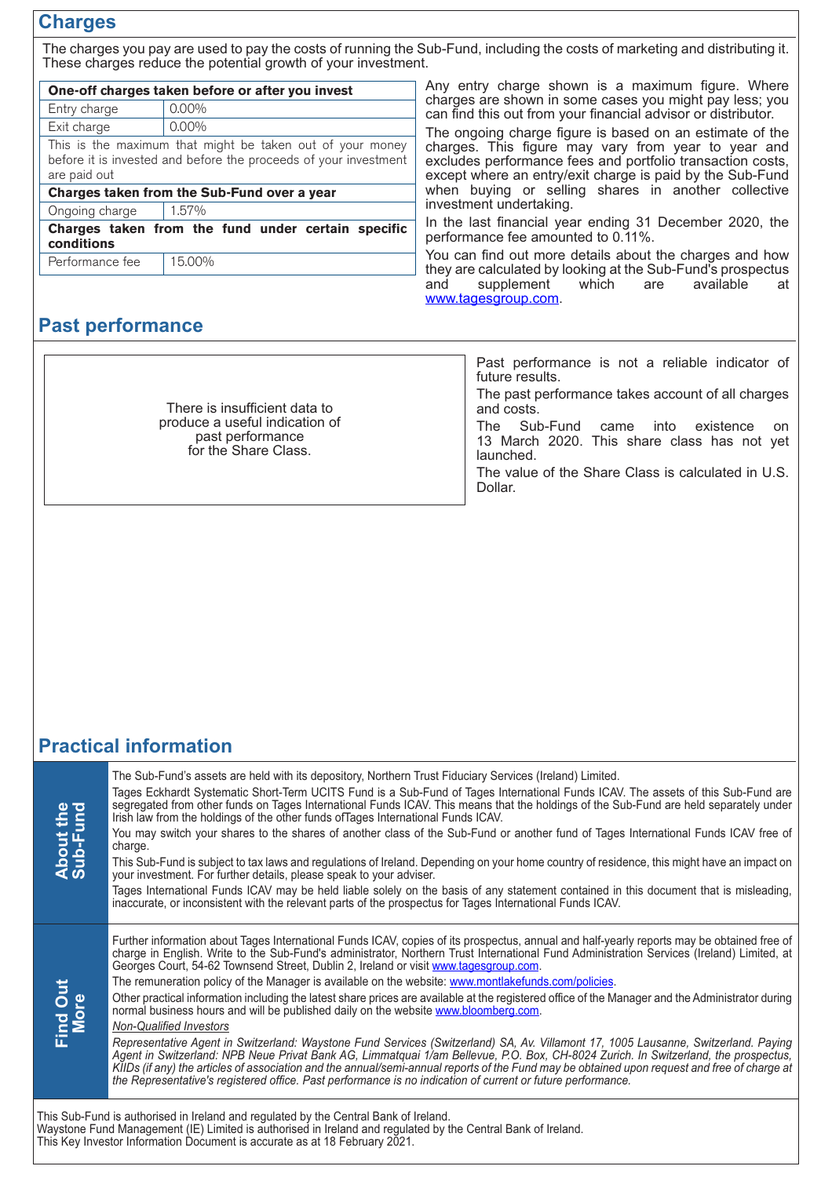## Charges

The charges you pay are used to pay the costs of running the Sub-Fund, including the costs of marketing and distributing it. These charges reduce the potential growth of your investment.

| | |
|---|---|
| **One-off charges taken before or after you invest** | |
| Entry charge | 0.00% |
| Exit charge | 0.00% |
| This is the maximum that might be taken out of your money before it is invested and before the proceeds of your investment are paid out | |
| **Charges taken from the Sub-Fund over a year** | |
| Ongoing charge | 1.57% |
| **Charges taken from the fund under certain specific conditions** | |
| Performance fee | 15.00% |

Any entry charge shown is a maximum figure. Where charges are shown in some cases you might pay less; you can find this out from your financial advisor or distributor.

The ongoing charge figure is based on an estimate of the charges. This figure may vary from year to year and excludes performance fees and portfolio transaction costs, except where an entry/exit charge is paid by the Sub-Fund when buying or selling shares in another collective investment undertaking.

In the last financial year ending 31 December 2020, the performance fee amounted to 0.11%.

You can find out more details about the charges and how they are calculated by looking at the Sub-Fund's prospectus and supplement which are available at www.tagesgroup.com.

## Past performance

There is insufficient data to produce a useful indication of past performance for the Share Class.

Past performance is not a reliable indicator of future results.

The past performance takes account of all charges and costs.

The Sub-Fund came into existence on 13 March 2020. This share class has not yet launched.

The value of the Share Class is calculated in U.S. Dollar.

## Practical information

### About the Sub-Fund

The Sub-Fund's assets are held with its depository, Northern Trust Fiduciary Services (Ireland) Limited.

Tages Eckhardt Systematic Short-Term UCITS Fund is a Sub-Fund of Tages International Funds ICAV. The assets of this Sub-Fund are segregated from other funds on Tages International Funds ICAV. This means that the holdings of the Sub-Fund are held separately under Irish law from the holdings of the other funds ofTages International Funds ICAV.

You may switch your shares to the shares of another class of the Sub-Fund or another fund of Tages International Funds ICAV free of charge.

This Sub-Fund is subject to tax laws and regulations of Ireland. Depending on your home country of residence, this might have an impact on your investment. For further details, please speak to your adviser.

Tages International Funds ICAV may be held liable solely on the basis of any statement contained in this document that is misleading, inaccurate, or inconsistent with the relevant parts of the prospectus for Tages International Funds ICAV.

### Find Out More

Further information about Tages International Funds ICAV, copies of its prospectus, annual and half-yearly reports may be obtained free of charge in English. Write to the Sub-Fund's administrator, Northern Trust International Fund Administration Services (Ireland) Limited, at Georges Court, 54-62 Townsend Street, Dublin 2, Ireland or visit www.tagesgroup.com.

The remuneration policy of the Manager is available on the website: www.montlakefunds.com/policies.

Other practical information including the latest share prices are available at the registered office of the Manager and the Administrator during normal business hours and will be published daily on the website www.bloomberg.com.

*Non-Qualified Investors*

*Representative Agent in Switzerland: Waystone Fund Services (Switzerland) SA, Av. Villamont 17, 1005 Lausanne, Switzerland. Paying Agent in Switzerland: NPB Neue Privat Bank AG, Limmatquai 1/am Bellevue, P.O. Box, CH-8024 Zurich. In Switzerland, the prospectus, KIIDs (if any) the articles of association and the annual/semi-annual reports of the Fund may be obtained upon request and free of charge at the Representative's registered office. Past performance is no indication of current or future performance.*

This Sub-Fund is authorised in Ireland and regulated by the Central Bank of Ireland.
Waystone Fund Management (IE) Limited is authorised in Ireland and regulated by the Central Bank of Ireland.
This Key Investor Information Document is accurate as at 18 February 2021.